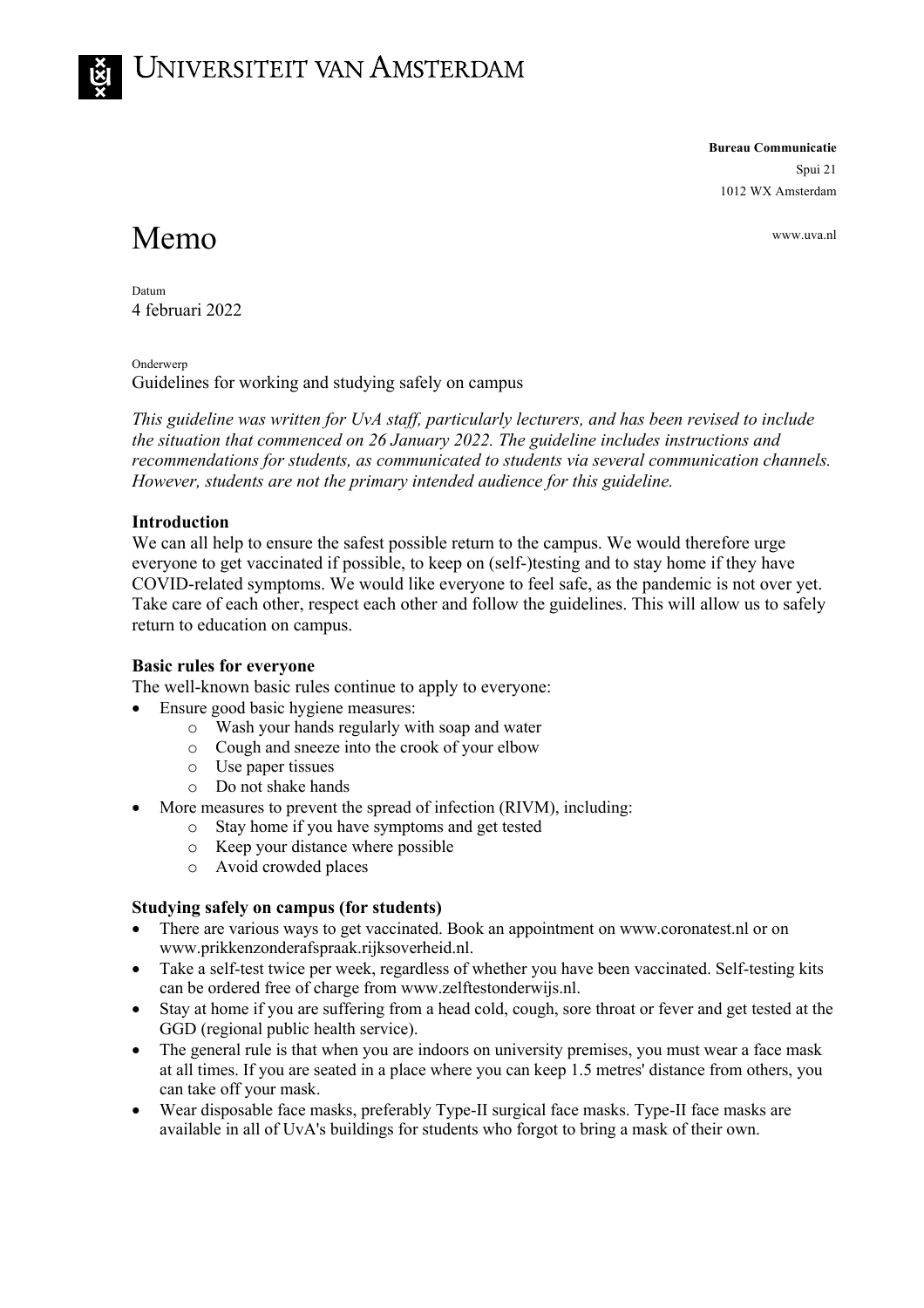# Universiteit van Amsterdam

**Bureau Communicatie**
Spui 21
1012 WX Amsterdam

www.uva.nl

# Memo

Datum
4 februari 2022

Onderwerp
Guidelines for working and studying safely on campus

*This guideline was written for UvA staff, particularly lecturers, and has been revised to include the situation that commenced on 26 January 2022. The guideline includes instructions and recommendations for students, as communicated to students via several communication channels. However, students are not the primary intended audience for this guideline.*

**Introduction**

We can all help to ensure the safest possible return to the campus. We would therefore urge everyone to get vaccinated if possible, to keep on (self-)testing and to stay home if they have COVID-related symptoms. We would like everyone to feel safe, as the pandemic is not over yet. Take care of each other, respect each other and follow the guidelines. This will allow us to safely return to education on campus.

**Basic rules for everyone**

The well-known basic rules continue to apply to everyone:

- Ensure good basic hygiene measures:
  - Wash your hands regularly with soap and water
  - Cough and sneeze into the crook of your elbow
  - Use paper tissues
  - Do not shake hands
- More measures to prevent the spread of infection (RIVM), including:
  - Stay home if you have symptoms and get tested
  - Keep your distance where possible
  - Avoid crowded places

**Studying safely on campus (for students)**

- There are various ways to get vaccinated. Book an appointment on www.coronatest.nl or on www.prikkenzonderafspraak.rijksoverheid.nl.
- Take a self-test twice per week, regardless of whether you have been vaccinated. Self-testing kits can be ordered free of charge from www.zelftestonderwijs.nl.
- Stay at home if you are suffering from a head cold, cough, sore throat or fever and get tested at the GGD (regional public health service).
- The general rule is that when you are indoors on university premises, you must wear a face mask at all times. If you are seated in a place where you can keep 1.5 metres' distance from others, you can take off your mask.
- Wear disposable face masks, preferably Type-II surgical face masks. Type-II face masks are available in all of UvA's buildings for students who forgot to bring a mask of their own.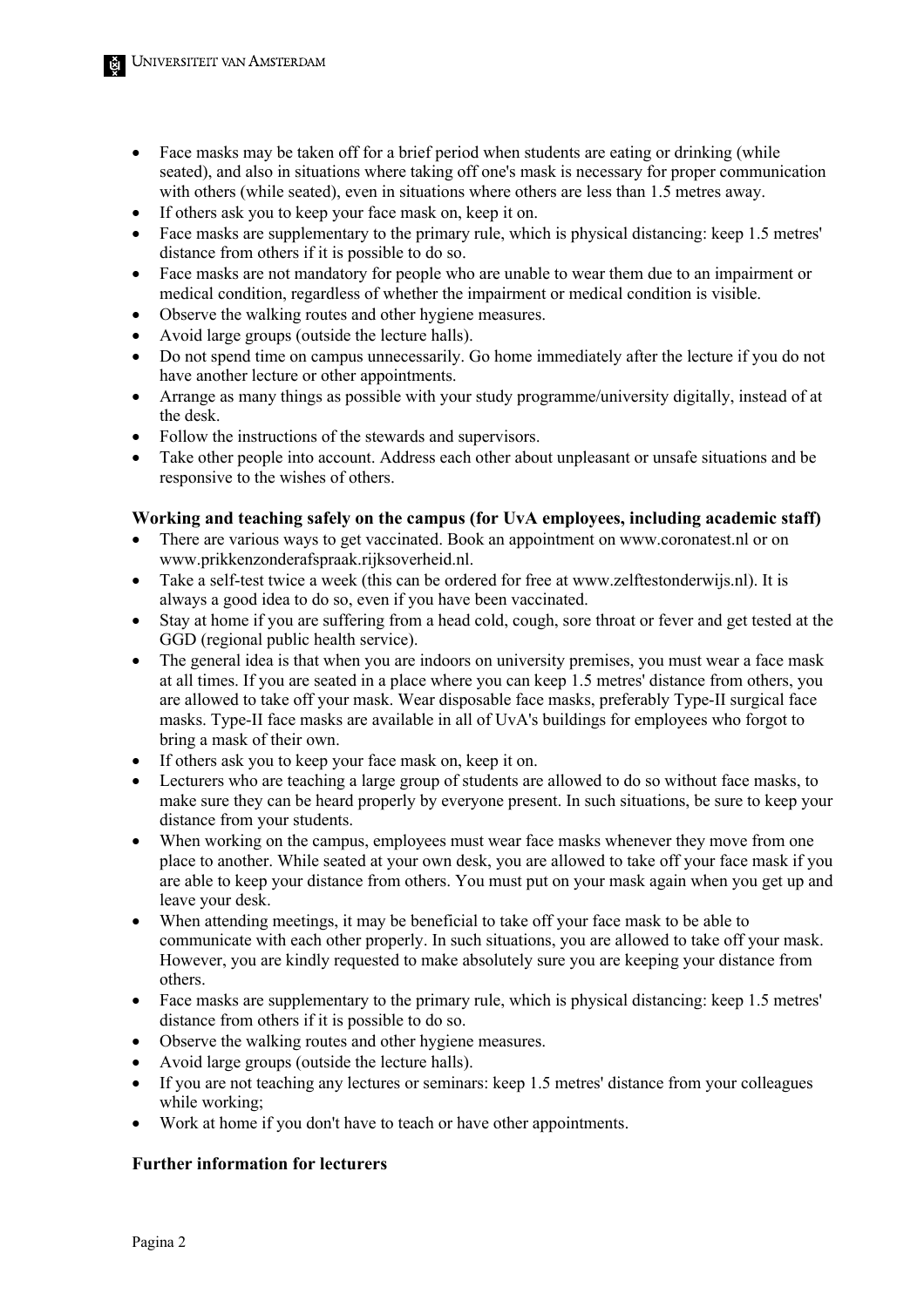- Face masks may be taken off for a brief period when students are eating or drinking (while seated), and also in situations where taking off one's mask is necessary for proper communication with others (while seated), even in situations where others are less than 1.5 metres away.
- If others ask you to keep your face mask on, keep it on.
- Face masks are supplementary to the primary rule, which is physical distancing: keep 1.5 metres' distance from others if it is possible to do so.
- Face masks are not mandatory for people who are unable to wear them due to an impairment or medical condition, regardless of whether the impairment or medical condition is visible.
- Observe the walking routes and other hygiene measures.
- Avoid large groups (outside the lecture halls).
- Do not spend time on campus unnecessarily. Go home immediately after the lecture if you do not have another lecture or other appointments.
- Arrange as many things as possible with your study programme/university digitally, instead of at the desk.
- Follow the instructions of the stewards and supervisors.
- Take other people into account. Address each other about unpleasant or unsafe situations and be responsive to the wishes of others.

**Working and teaching safely on the campus (for UvA employees, including academic staff)**

- There are various ways to get vaccinated. Book an appointment on www.coronatest.nl or on www.prikkenzonderafspraak.rijksoverheid.nl.
- Take a self-test twice a week (this can be ordered for free at www.zelftestonderwijs.nl). It is always a good idea to do so, even if you have been vaccinated.
- Stay at home if you are suffering from a head cold, cough, sore throat or fever and get tested at the GGD (regional public health service).
- The general idea is that when you are indoors on university premises, you must wear a face mask at all times. If you are seated in a place where you can keep 1.5 metres' distance from others, you are allowed to take off your mask. Wear disposable face masks, preferably Type-II surgical face masks. Type-II face masks are available in all of UvA's buildings for employees who forgot to bring a mask of their own.
- If others ask you to keep your face mask on, keep it on.
- Lecturers who are teaching a large group of students are allowed to do so without face masks, to make sure they can be heard properly by everyone present. In such situations, be sure to keep your distance from your students.
- When working on the campus, employees must wear face masks whenever they move from one place to another. While seated at your own desk, you are allowed to take off your face mask if you are able to keep your distance from others. You must put on your mask again when you get up and leave your desk.
- When attending meetings, it may be beneficial to take off your face mask to be able to communicate with each other properly. In such situations, you are allowed to take off your mask. However, you are kindly requested to make absolutely sure you are keeping your distance from others.
- Face masks are supplementary to the primary rule, which is physical distancing: keep 1.5 metres' distance from others if it is possible to do so.
- Observe the walking routes and other hygiene measures.
- Avoid large groups (outside the lecture halls).
- If you are not teaching any lectures or seminars: keep 1.5 metres' distance from your colleagues while working;
- Work at home if you don't have to teach or have other appointments.

**Further information for lecturers**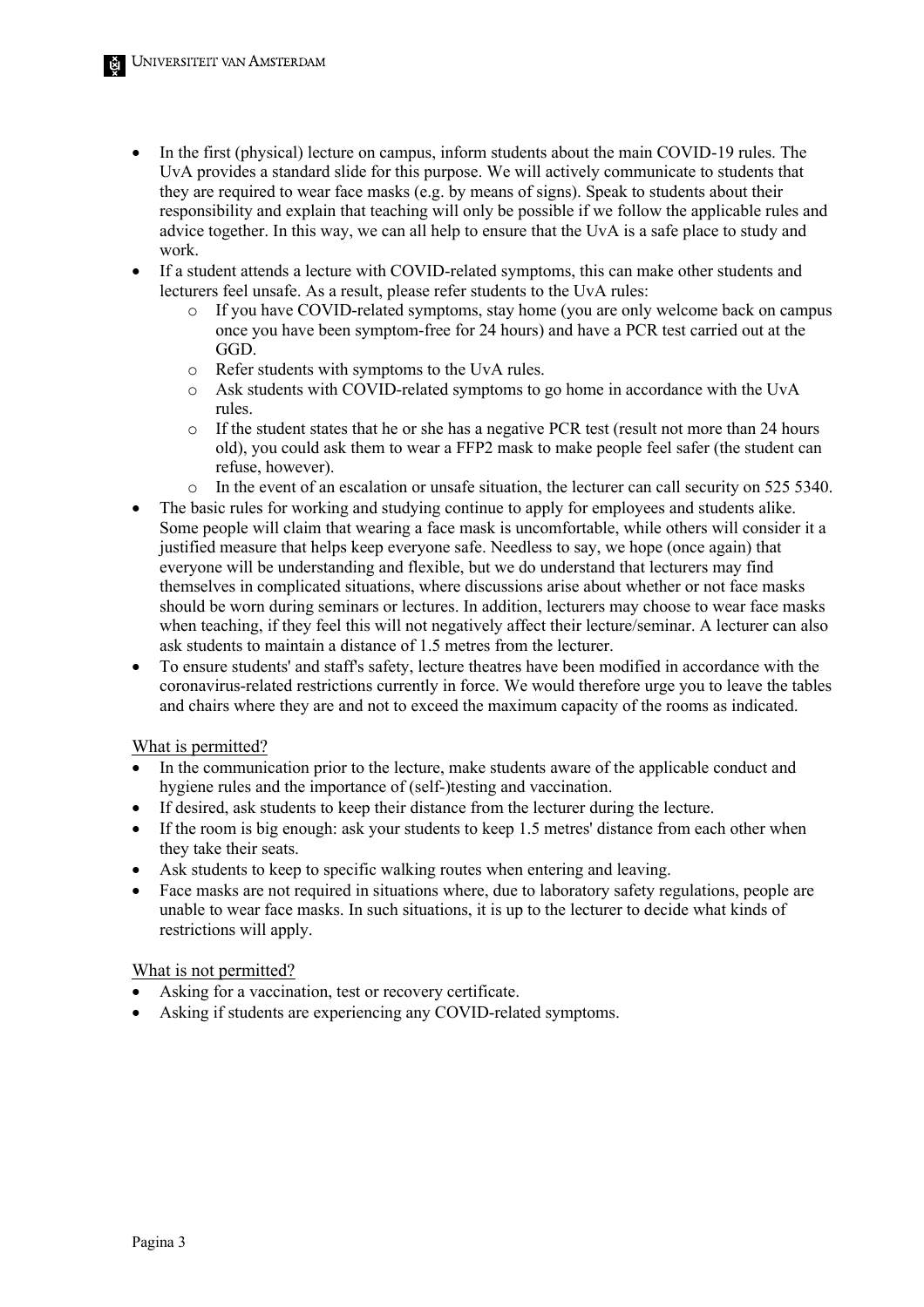- In the first (physical) lecture on campus, inform students about the main COVID-19 rules. The UvA provides a standard slide for this purpose. We will actively communicate to students that they are required to wear face masks (e.g. by means of signs). Speak to students about their responsibility and explain that teaching will only be possible if we follow the applicable rules and advice together. In this way, we can all help to ensure that the UvA is a safe place to study and work.
- If a student attends a lecture with COVID-related symptoms, this can make other students and lecturers feel unsafe. As a result, please refer students to the UvA rules:
  - If you have COVID-related symptoms, stay home (you are only welcome back on campus once you have been symptom-free for 24 hours) and have a PCR test carried out at the GGD.
  - Refer students with symptoms to the UvA rules.
  - Ask students with COVID-related symptoms to go home in accordance with the UvA rules.
  - If the student states that he or she has a negative PCR test (result not more than 24 hours old), you could ask them to wear a FFP2 mask to make people feel safer (the student can refuse, however).
  - In the event of an escalation or unsafe situation, the lecturer can call security on 525 5340.
- The basic rules for working and studying continue to apply for employees and students alike. Some people will claim that wearing a face mask is uncomfortable, while others will consider it a justified measure that helps keep everyone safe. Needless to say, we hope (once again) that everyone will be understanding and flexible, but we do understand that lecturers may find themselves in complicated situations, where discussions arise about whether or not face masks should be worn during seminars or lectures. In addition, lecturers may choose to wear face masks when teaching, if they feel this will not negatively affect their lecture/seminar. A lecturer can also ask students to maintain a distance of 1.5 metres from the lecturer.
- To ensure students' and staff's safety, lecture theatres have been modified in accordance with the coronavirus-related restrictions currently in force. We would therefore urge you to leave the tables and chairs where they are and not to exceed the maximum capacity of the rooms as indicated.

<u>What is permitted?</u>

- In the communication prior to the lecture, make students aware of the applicable conduct and hygiene rules and the importance of (self-)testing and vaccination.
- If desired, ask students to keep their distance from the lecturer during the lecture.
- If the room is big enough: ask your students to keep 1.5 metres' distance from each other when they take their seats.
- Ask students to keep to specific walking routes when entering and leaving.
- Face masks are not required in situations where, due to laboratory safety regulations, people are unable to wear face masks. In such situations, it is up to the lecturer to decide what kinds of restrictions will apply.

<u>What is not permitted?</u>

- Asking for a vaccination, test or recovery certificate.
- Asking if students are experiencing any COVID-related symptoms.